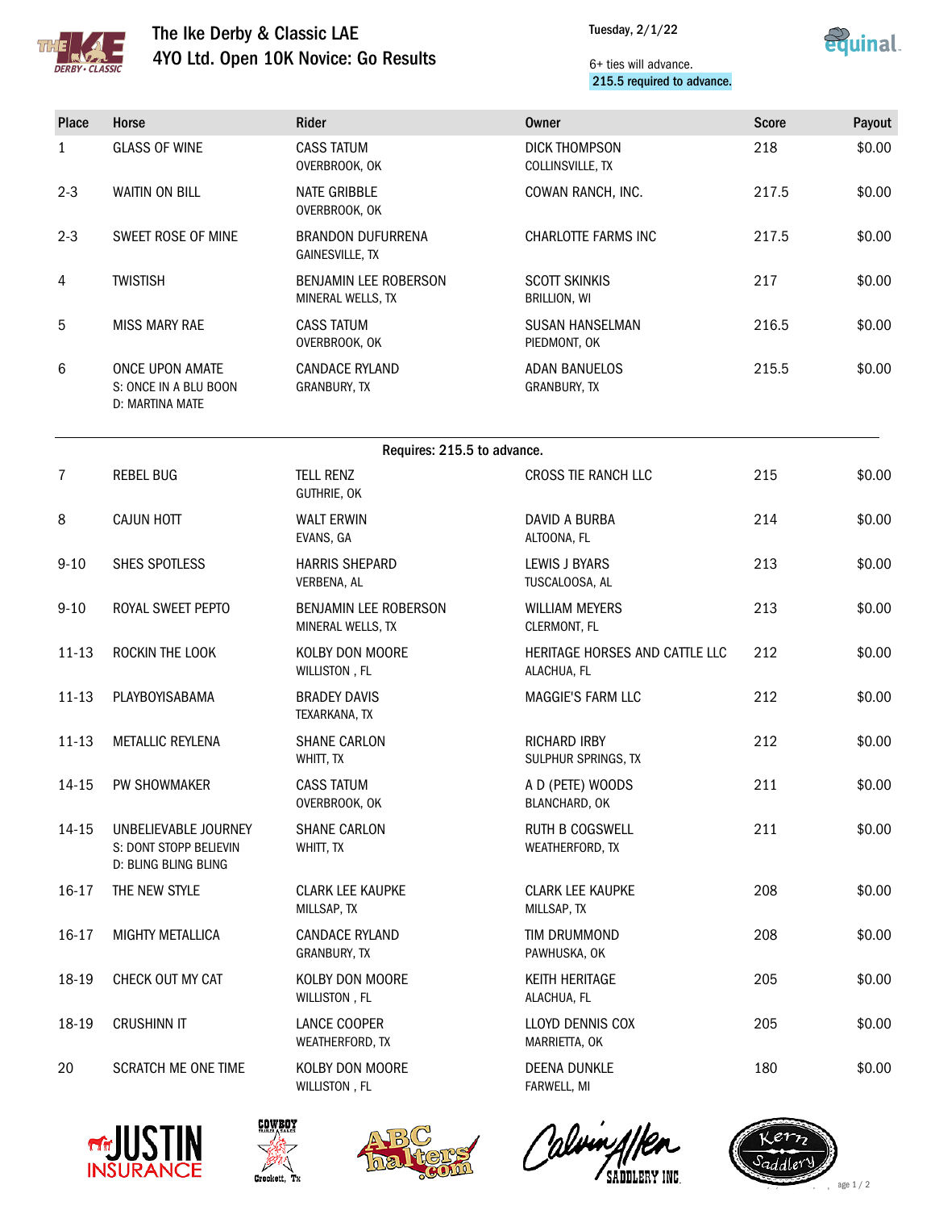# The Ike Derby & Classic LAE

## 4YO Ltd. Open 10K Novice: Go Results

Tuesday, 2/1/22

6+ ties will advance.
**215.5 required to advance.**

| Place | Horse | Rider | Owner | Score | Payout |
|---|---|---|---|---|---|
| 1 | GLASS OF WINE | CASS TATUM<br>OVERBROOK, OK | DICK THOMPSON<br>COLLINSVILLE, TX | 218 | $0.00 |
| 2-3 | WAITIN ON BILL | NATE GRIBBLE<br>OVERBROOK, OK | COWAN RANCH, INC. | 217.5 | $0.00 |
| 2-3 | SWEET ROSE OF MINE | BRANDON DUFURRENA<br>GAINESVILLE, TX | CHARLOTTE FARMS INC | 217.5 | $0.00 |
| 4 | TWISTISH | BENJAMIN LEE ROBERSON<br>MINERAL WELLS, TX | SCOTT SKINKIS<br>BRILLION, WI | 217 | $0.00 |
| 5 | MISS MARY RAE | CASS TATUM<br>OVERBROOK, OK | SUSAN HANSELMAN<br>PIEDMONT, OK | 216.5 | $0.00 |
| 6 | ONCE UPON AMATE<br>S: ONCE IN A BLU BOON<br>D: MARTINA MATE | CANDACE RYLAND<br>GRANBURY, TX | ADAN BANUELOS<br>GRANBURY, TX | 215.5 | $0.00 |
| | | **Requires: 215.5 to advance.** | | | |
| 7 | REBEL BUG | TELL RENZ<br>GUTHRIE, OK | CROSS TIE RANCH LLC | 215 | $0.00 |
| 8 | CAJUN HOTT | WALT ERWIN<br>EVANS, GA | DAVID A BURBA<br>ALTOONA, FL | 214 | $0.00 |
| 9-10 | SHES SPOTLESS | HARRIS SHEPARD<br>VERBENA, AL | LEWIS J BYARS<br>TUSCALOOSA, AL | 213 | $0.00 |
| 9-10 | ROYAL SWEET PEPTO | BENJAMIN LEE ROBERSON<br>MINERAL WELLS, TX | WILLIAM MEYERS<br>CLERMONT, FL | 213 | $0.00 |
| 11-13 | ROCKIN THE LOOK | KOLBY DON MOORE<br>WILLISTON , FL | HERITAGE HORSES AND CATTLE LLC<br>ALACHUA, FL | 212 | $0.00 |
| 11-13 | PLAYBOYISABAMA | BRADEY DAVIS<br>TEXARKANA, TX | MAGGIE'S FARM LLC | 212 | $0.00 |
| 11-13 | METALLIC REYLENA | SHANE CARLON<br>WHITT, TX | RICHARD IRBY<br>SULPHUR SPRINGS, TX | 212 | $0.00 |
| 14-15 | PW SHOWMAKER | CASS TATUM<br>OVERBROOK, OK | A D (PETE) WOODS<br>BLANCHARD, OK | 211 | $0.00 |
| 14-15 | UNBELIEVABLE JOURNEY<br>S: DONT STOPP BELIEVIN<br>D: BLING BLING BLING | SHANE CARLON<br>WHITT, TX | RUTH B COGSWELL<br>WEATHERFORD, TX | 211 | $0.00 |
| 16-17 | THE NEW STYLE | CLARK LEE KAUPKE<br>MILLSAP, TX | CLARK LEE KAUPKE<br>MILLSAP, TX | 208 | $0.00 |
| 16-17 | MIGHTY METALLICA | CANDACE RYLAND<br>GRANBURY, TX | TIM DRUMMOND<br>PAWHUSKA, OK | 208 | $0.00 |
| 18-19 | CHECK OUT MY CAT | KOLBY DON MOORE<br>WILLISTON , FL | KEITH HERITAGE<br>ALACHUA, FL | 205 | $0.00 |
| 18-19 | CRUSHINN IT | LANCE COOPER<br>WEATHERFORD, TX | LLOYD DENNIS COX<br>MARRIETTA, OK | 205 | $0.00 |
| 20 | SCRATCH ME ONE TIME | KOLBY DON MOORE<br>WILLISTON , FL | DEENA DUNKLE<br>FARWELL, MI | 180 | $0.00 |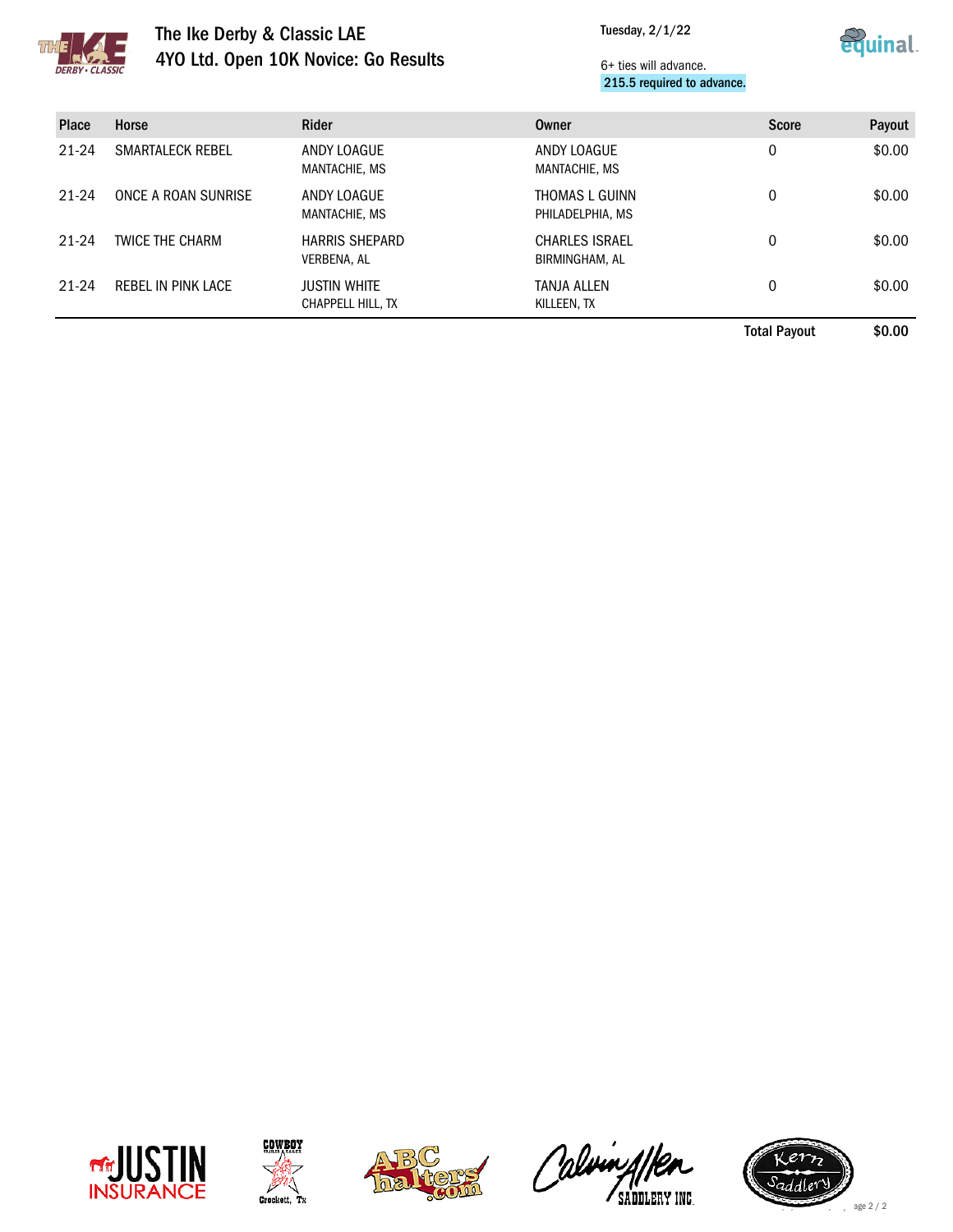# The Ike Derby & Classic LAE
## 4YO Ltd. Open 10K Novice: Go Results

Tuesday, 2/1/22

6+ ties will advance.
215.5 required to advance.

| Place | Horse | Rider | Owner | Score | Payout |
|---|---|---|---|---|---|
| 21-24 | SMARTALECK REBEL | ANDY LOAGUE<br>MANTACHIE, MS | ANDY LOAGUE<br>MANTACHIE, MS | 0 | $0.00 |
| 21-24 | ONCE A ROAN SUNRISE | ANDY LOAGUE<br>MANTACHIE, MS | THOMAS L GUINN<br>PHILADELPHIA, MS | 0 | $0.00 |
| 21-24 | TWICE THE CHARM | HARRIS SHEPARD<br>VERBENA, AL | CHARLES ISRAEL<br>BIRMINGHAM, AL | 0 | $0.00 |
| 21-24 | REBEL IN PINK LACE | JUSTIN WHITE<br>CHAPPELL HILL, TX | TANJA ALLEN<br>KILLEEN, TX | 0 | $0.00 |
| | | | | Total Payout | $0.00 |